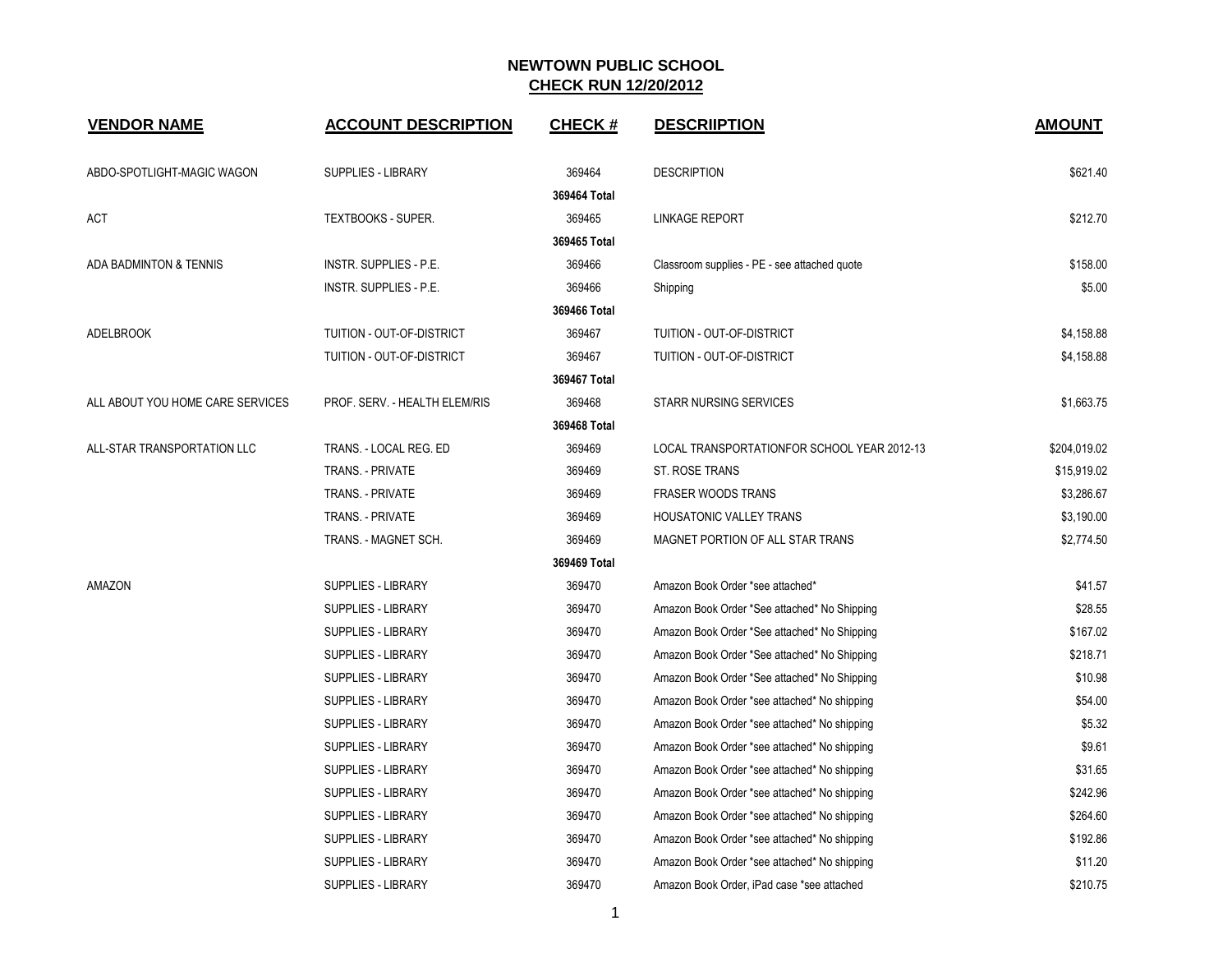## NEWTOWN PUBLIC SCHOOL
## CHECK RUN 12/20/2012

| VENDOR NAME | ACCOUNT DESCRIPTION | CHECK # | DESCRIIPTION | AMOUNT |
|---|---|---|---|---|
| ABDO-SPOTLIGHT-MAGIC WAGON | SUPPLIES - LIBRARY | 369464 | DESCRIPTION | $621.40 |
| | | 369464 Total | | |
| ACT | TEXTBOOKS - SUPER. | 369465 | LINKAGE REPORT | $212.70 |
| | | 369465 Total | | |
| ADA BADMINTON & TENNIS | INSTR. SUPPLIES - P.E. | 369466 | Classroom supplies - PE - see attached quote | $158.00 |
| | INSTR. SUPPLIES - P.E. | 369466 | Shipping | $5.00 |
| | | 369466 Total | | |
| ADELBROOK | TUITION - OUT-OF-DISTRICT | 369467 | TUITION - OUT-OF-DISTRICT | $4,158.88 |
| | TUITION - OUT-OF-DISTRICT | 369467 | TUITION - OUT-OF-DISTRICT | $4,158.88 |
| | | 369467 Total | | |
| ALL ABOUT YOU HOME CARE SERVICES | PROF. SERV. - HEALTH ELEM/RIS | 369468 | STARR NURSING SERVICES | $1,663.75 |
| | | 369468 Total | | |
| ALL-STAR TRANSPORTATION LLC | TRANS. - LOCAL REG. ED | 369469 | LOCAL TRANSPORTATIONFOR SCHOOL YEAR 2012-13 | $204,019.02 |
| | TRANS. - PRIVATE | 369469 | ST. ROSE TRANS | $15,919.02 |
| | TRANS. - PRIVATE | 369469 | FRASER WOODS TRANS | $3,286.67 |
| | TRANS. - PRIVATE | 369469 | HOUSATONIC VALLEY TRANS | $3,190.00 |
| | TRANS. - MAGNET SCH. | 369469 | MAGNET PORTION OF ALL STAR TRANS | $2,774.50 |
| | | 369469 Total | | |
| AMAZON | SUPPLIES - LIBRARY | 369470 | Amazon Book Order *see attached* | $41.57 |
| | SUPPLIES - LIBRARY | 369470 | Amazon Book Order *See attached* No Shipping | $28.55 |
| | SUPPLIES - LIBRARY | 369470 | Amazon Book Order *See attached* No Shipping | $167.02 |
| | SUPPLIES - LIBRARY | 369470 | Amazon Book Order *See attached* No Shipping | $218.71 |
| | SUPPLIES - LIBRARY | 369470 | Amazon Book Order *See attached* No Shipping | $10.98 |
| | SUPPLIES - LIBRARY | 369470 | Amazon Book Order *see attached* No shipping | $54.00 |
| | SUPPLIES - LIBRARY | 369470 | Amazon Book Order *see attached* No shipping | $5.32 |
| | SUPPLIES - LIBRARY | 369470 | Amazon Book Order *see attached* No shipping | $9.61 |
| | SUPPLIES - LIBRARY | 369470 | Amazon Book Order *see attached* No shipping | $31.65 |
| | SUPPLIES - LIBRARY | 369470 | Amazon Book Order *see attached* No shipping | $242.96 |
| | SUPPLIES - LIBRARY | 369470 | Amazon Book Order *see attached* No shipping | $264.60 |
| | SUPPLIES - LIBRARY | 369470 | Amazon Book Order *see attached* No shipping | $192.86 |
| | SUPPLIES - LIBRARY | 369470 | Amazon Book Order *see attached* No shipping | $11.20 |
| | SUPPLIES - LIBRARY | 369470 | Amazon Book Order, iPad case *see attached | $210.75 |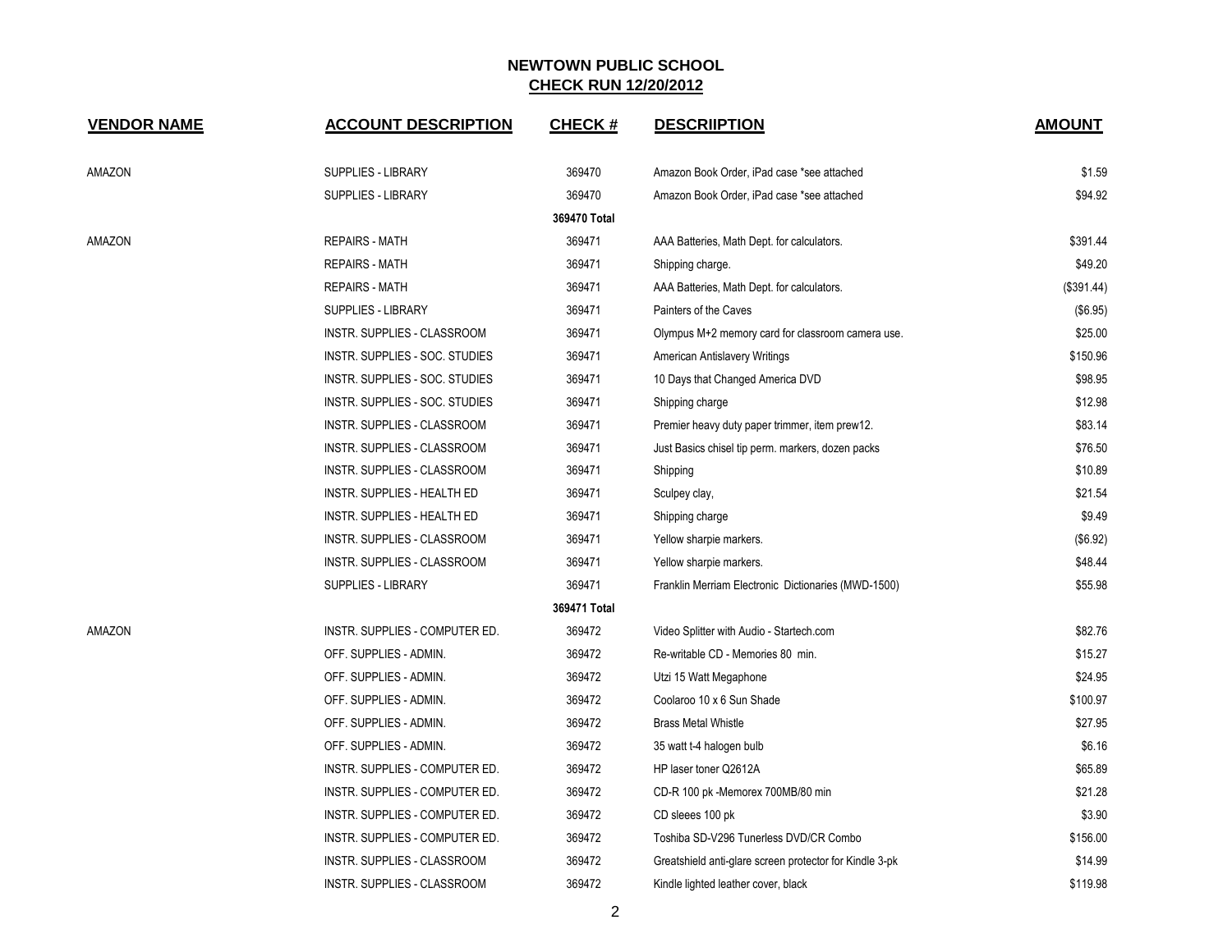## NEWTOWN PUBLIC SCHOOL
## CHECK RUN 12/20/2012

| VENDOR NAME | ACCOUNT DESCRIPTION | CHECK # | DESCRIIPTION | AMOUNT |
|---|---|---|---|---|
| AMAZON | SUPPLIES - LIBRARY | 369470 | Amazon Book Order, iPad case *see attached | $1.59 |
| | SUPPLIES - LIBRARY | 369470 | Amazon Book Order, iPad case *see attached | $94.92 |
| | | **369470 Total** | | |
| AMAZON | REPAIRS - MATH | 369471 | AAA Batteries, Math Dept. for calculators. | $391.44 |
| | REPAIRS - MATH | 369471 | Shipping charge. | $49.20 |
| | REPAIRS - MATH | 369471 | AAA Batteries, Math Dept. for calculators. | ($391.44) |
| | SUPPLIES - LIBRARY | 369471 | Painters of the Caves | ($6.95) |
| | INSTR. SUPPLIES - CLASSROOM | 369471 | Olympus M+2 memory card for classroom camera use. | $25.00 |
| | INSTR. SUPPLIES - SOC. STUDIES | 369471 | American Antislavery Writings | $150.96 |
| | INSTR. SUPPLIES - SOC. STUDIES | 369471 | 10 Days that Changed America DVD | $98.95 |
| | INSTR. SUPPLIES - SOC. STUDIES | 369471 | Shipping charge | $12.98 |
| | INSTR. SUPPLIES - CLASSROOM | 369471 | Premier heavy duty paper trimmer, item prew12. | $83.14 |
| | INSTR. SUPPLIES - CLASSROOM | 369471 | Just Basics chisel tip perm. markers, dozen packs | $76.50 |
| | INSTR. SUPPLIES - CLASSROOM | 369471 | Shipping | $10.89 |
| | INSTR. SUPPLIES - HEALTH ED | 369471 | Sculpey clay, | $21.54 |
| | INSTR. SUPPLIES - HEALTH ED | 369471 | Shipping charge | $9.49 |
| | INSTR. SUPPLIES - CLASSROOM | 369471 | Yellow sharpie markers. | ($6.92) |
| | INSTR. SUPPLIES - CLASSROOM | 369471 | Yellow sharpie markers. | $48.44 |
| | SUPPLIES - LIBRARY | 369471 | Franklin Merriam Electronic Dictionaries (MWD-1500) | $55.98 |
| | | **369471 Total** | | |
| AMAZON | INSTR. SUPPLIES - COMPUTER ED. | 369472 | Video Splitter with Audio - Startech.com | $82.76 |
| | OFF. SUPPLIES - ADMIN. | 369472 | Re-writable CD - Memories 80 min. | $15.27 |
| | OFF. SUPPLIES - ADMIN. | 369472 | Utzi 15 Watt Megaphone | $24.95 |
| | OFF. SUPPLIES - ADMIN. | 369472 | Coolaroo 10 x 6 Sun Shade | $100.97 |
| | OFF. SUPPLIES - ADMIN. | 369472 | Brass Metal Whistle | $27.95 |
| | OFF. SUPPLIES - ADMIN. | 369472 | 35 watt t-4 halogen bulb | $6.16 |
| | INSTR. SUPPLIES - COMPUTER ED. | 369472 | HP laser toner Q2612A | $65.89 |
| | INSTR. SUPPLIES - COMPUTER ED. | 369472 | CD-R 100 pk -Memorex 700MB/80 min | $21.28 |
| | INSTR. SUPPLIES - COMPUTER ED. | 369472 | CD sleees 100 pk | $3.90 |
| | INSTR. SUPPLIES - COMPUTER ED. | 369472 | Toshiba SD-V296 Tunerless DVD/CR Combo | $156.00 |
| | INSTR. SUPPLIES - CLASSROOM | 369472 | Greatshield anti-glare screen protector for Kindle 3-pk | $14.99 |
| | INSTR. SUPPLIES - CLASSROOM | 369472 | Kindle lighted leather cover, black | $119.98 |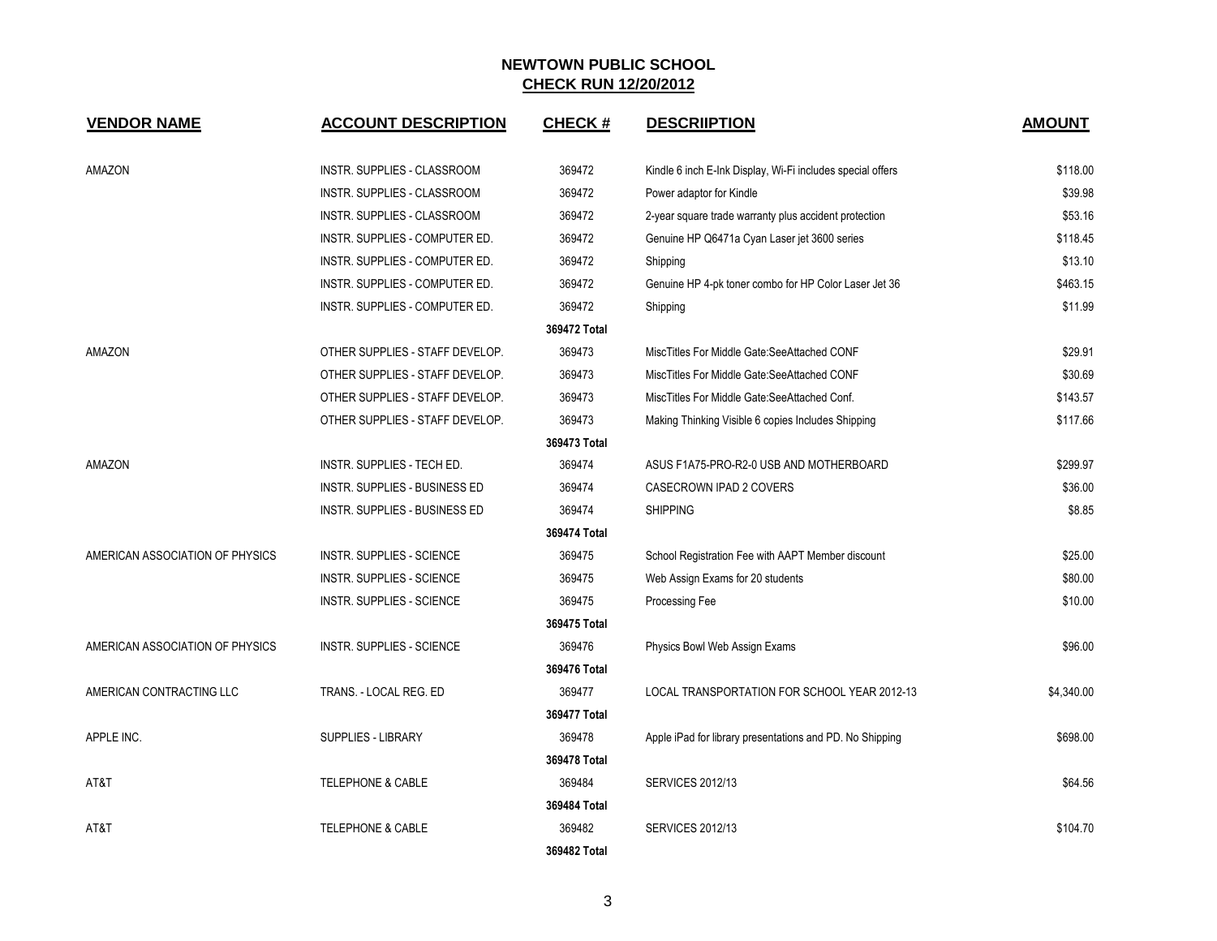## NEWTOWN PUBLIC SCHOOL
## CHECK RUN 12/20/2012

| VENDOR NAME | ACCOUNT DESCRIPTION | CHECK # | DESCRIIPTION | AMOUNT |
|---|---|---|---|---|
| AMAZON | INSTR. SUPPLIES - CLASSROOM | 369472 | Kindle 6 inch E-Ink Display, Wi-Fi includes special offers | $118.00 |
| | INSTR. SUPPLIES - CLASSROOM | 369472 | Power adaptor for Kindle | $39.98 |
| | INSTR. SUPPLIES - CLASSROOM | 369472 | 2-year square trade warranty plus accident protection | $53.16 |
| | INSTR. SUPPLIES - COMPUTER ED. | 369472 | Genuine HP Q6471a Cyan Laser jet 3600 series | $118.45 |
| | INSTR. SUPPLIES - COMPUTER ED. | 369472 | Shipping | $13.10 |
| | INSTR. SUPPLIES - COMPUTER ED. | 369472 | Genuine HP 4-pk toner combo for HP Color Laser Jet 36 | $463.15 |
| | INSTR. SUPPLIES - COMPUTER ED. | 369472 | Shipping | $11.99 |
| | | 369472 Total | | |
| AMAZON | OTHER SUPPLIES - STAFF DEVELOP. | 369473 | MiscTitles For Middle Gate:SeeAttached CONF | $29.91 |
| | OTHER SUPPLIES - STAFF DEVELOP. | 369473 | MiscTitles For Middle Gate:SeeAttached CONF | $30.69 |
| | OTHER SUPPLIES - STAFF DEVELOP. | 369473 | MiscTitles For Middle Gate:SeeAttached Conf. | $143.57 |
| | OTHER SUPPLIES - STAFF DEVELOP. | 369473 | Making Thinking Visible 6 copies Includes Shipping | $117.66 |
| | | 369473 Total | | |
| AMAZON | INSTR. SUPPLIES - TECH ED. | 369474 | ASUS F1A75-PRO-R2-0 USB AND MOTHERBOARD | $299.97 |
| | INSTR. SUPPLIES - BUSINESS ED | 369474 | CASECROWN IPAD 2 COVERS | $36.00 |
| | INSTR. SUPPLIES - BUSINESS ED | 369474 | SHIPPING | $8.85 |
| | | 369474 Total | | |
| AMERICAN ASSOCIATION OF PHYSICS | INSTR. SUPPLIES - SCIENCE | 369475 | School Registration Fee with AAPT Member discount | $25.00 |
| | INSTR. SUPPLIES - SCIENCE | 369475 | Web Assign Exams for 20 students | $80.00 |
| | INSTR. SUPPLIES - SCIENCE | 369475 | Processing Fee | $10.00 |
| | | 369475 Total | | |
| AMERICAN ASSOCIATION OF PHYSICS | INSTR. SUPPLIES - SCIENCE | 369476 | Physics Bowl Web Assign Exams | $96.00 |
| | | 369476 Total | | |
| AMERICAN CONTRACTING LLC | TRANS. - LOCAL REG. ED | 369477 | LOCAL TRANSPORTATION FOR SCHOOL YEAR 2012-13 | $4,340.00 |
| | | 369477 Total | | |
| APPLE INC. | SUPPLIES - LIBRARY | 369478 | Apple iPad for library presentations and PD. No Shipping | $698.00 |
| | | 369478 Total | | |
| AT&T | TELEPHONE & CABLE | 369484 | SERVICES 2012/13 | $64.56 |
| | | 369484 Total | | |
| AT&T | TELEPHONE & CABLE | 369482 | SERVICES 2012/13 | $104.70 |
| | | 369482 Total | | |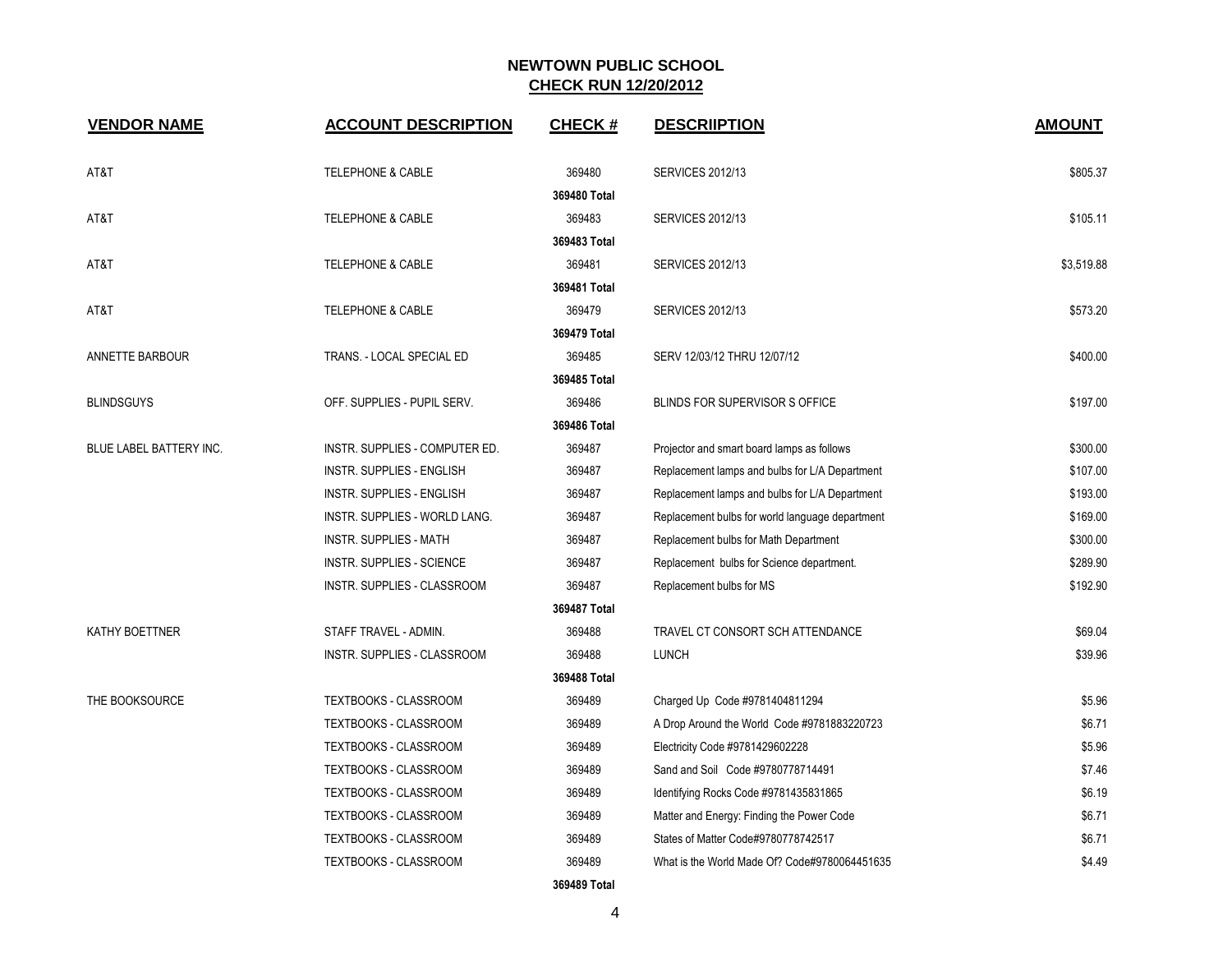# NEWTOWN PUBLIC SCHOOL

## CHECK RUN 12/20/2012

| VENDOR NAME | ACCOUNT DESCRIPTION | CHECK # | DESCRIIPTION | AMOUNT |
|---|---|---|---|---|
| AT&T | TELEPHONE & CABLE | 369480 | SERVICES 2012/13 | $805.37 |
| | | 369480 Total | | |
| AT&T | TELEPHONE & CABLE | 369483 | SERVICES 2012/13 | $105.11 |
| | | 369483 Total | | |
| AT&T | TELEPHONE & CABLE | 369481 | SERVICES 2012/13 | $3,519.88 |
| | | 369481 Total | | |
| AT&T | TELEPHONE & CABLE | 369479 | SERVICES 2012/13 | $573.20 |
| | | 369479 Total | | |
| ANNETTE BARBOUR | TRANS. - LOCAL SPECIAL ED | 369485 | SERV 12/03/12 THRU 12/07/12 | $400.00 |
| | | 369485 Total | | |
| BLINDSGUYS | OFF. SUPPLIES - PUPIL SERV. | 369486 | BLINDS FOR SUPERVISOR S OFFICE | $197.00 |
| | | 369486 Total | | |
| BLUE LABEL BATTERY INC. | INSTR. SUPPLIES - COMPUTER ED. | 369487 | Projector and smart board lamps as follows | $300.00 |
| | INSTR. SUPPLIES - ENGLISH | 369487 | Replacement lamps and bulbs for L/A Department | $107.00 |
| | INSTR. SUPPLIES - ENGLISH | 369487 | Replacement lamps and bulbs for L/A Department | $193.00 |
| | INSTR. SUPPLIES - WORLD LANG. | 369487 | Replacement bulbs for world language department | $169.00 |
| | INSTR. SUPPLIES - MATH | 369487 | Replacement bulbs for Math Department | $300.00 |
| | INSTR. SUPPLIES - SCIENCE | 369487 | Replacement bulbs for Science department. | $289.90 |
| | INSTR. SUPPLIES - CLASSROOM | 369487 | Replacement bulbs for MS | $192.90 |
| | | 369487 Total | | |
| KATHY BOETTNER | STAFF TRAVEL - ADMIN. | 369488 | TRAVEL CT CONSORT SCH ATTENDANCE | $69.04 |
| | INSTR. SUPPLIES - CLASSROOM | 369488 | LUNCH | $39.96 |
| | | 369488 Total | | |
| THE BOOKSOURCE | TEXTBOOKS - CLASSROOM | 369489 | Charged Up Code #9781404811294 | $5.96 |
| | TEXTBOOKS - CLASSROOM | 369489 | A Drop Around the World Code #9781883220723 | $6.71 |
| | TEXTBOOKS - CLASSROOM | 369489 | Electricity Code #9781429602228 | $5.96 |
| | TEXTBOOKS - CLASSROOM | 369489 | Sand and Soil Code #9780778714491 | $7.46 |
| | TEXTBOOKS - CLASSROOM | 369489 | Identifying Rocks Code #9781435831865 | $6.19 |
| | TEXTBOOKS - CLASSROOM | 369489 | Matter and Energy: Finding the Power Code | $6.71 |
| | TEXTBOOKS - CLASSROOM | 369489 | States of Matter Code#9780778742517 | $6.71 |
| | TEXTBOOKS - CLASSROOM | 369489 | What is the World Made Of? Code#9780064451635 | $4.49 |
| | | 369489 Total | | |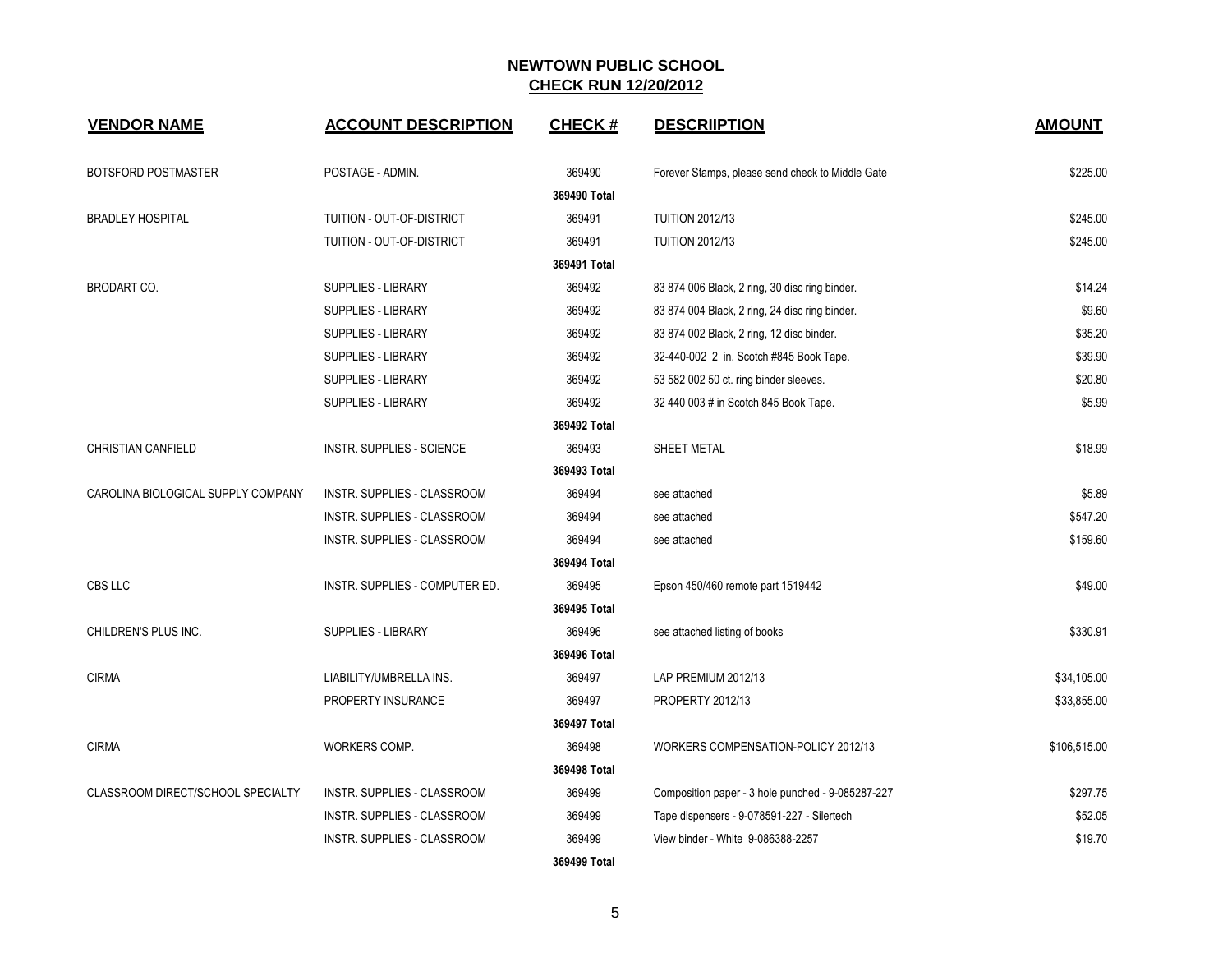# NEWTOWN PUBLIC SCHOOL

## CHECK RUN 12/20/2012

| VENDOR NAME | ACCOUNT DESCRIPTION | CHECK # | DESCRIIPTION | AMOUNT |
|---|---|---|---|---|
| BOTSFORD POSTMASTER | POSTAGE - ADMIN. | 369490 | Forever Stamps, please send check to Middle Gate | $225.00 |
| | | 369490 Total | | |
| BRADLEY HOSPITAL | TUITION - OUT-OF-DISTRICT | 369491 | TUITION 2012/13 | $245.00 |
| | TUITION - OUT-OF-DISTRICT | 369491 | TUITION 2012/13 | $245.00 |
| | | 369491 Total | | |
| BRODART CO. | SUPPLIES - LIBRARY | 369492 | 83 874 006 Black, 2 ring, 30 disc ring binder. | $14.24 |
| | SUPPLIES - LIBRARY | 369492 | 83 874 004 Black, 2 ring, 24 disc ring binder. | $9.60 |
| | SUPPLIES - LIBRARY | 369492 | 83 874 002 Black, 2 ring, 12 disc binder. | $35.20 |
| | SUPPLIES - LIBRARY | 369492 | 32-440-002 2 in. Scotch #845 Book Tape. | $39.90 |
| | SUPPLIES - LIBRARY | 369492 | 53 582 002 50 ct. ring binder sleeves. | $20.80 |
| | SUPPLIES - LIBRARY | 369492 | 32 440 003 # in Scotch 845 Book Tape. | $5.99 |
| | | 369492 Total | | |
| CHRISTIAN CANFIELD | INSTR. SUPPLIES - SCIENCE | 369493 | SHEET METAL | $18.99 |
| | | 369493 Total | | |
| CAROLINA BIOLOGICAL SUPPLY COMPANY | INSTR. SUPPLIES - CLASSROOM | 369494 | see attached | $5.89 |
| | INSTR. SUPPLIES - CLASSROOM | 369494 | see attached | $547.20 |
| | INSTR. SUPPLIES - CLASSROOM | 369494 | see attached | $159.60 |
| | | 369494 Total | | |
| CBS LLC | INSTR. SUPPLIES - COMPUTER ED. | 369495 | Epson 450/460 remote part 1519442 | $49.00 |
| | | 369495 Total | | |
| CHILDREN'S PLUS INC. | SUPPLIES - LIBRARY | 369496 | see attached listing of books | $330.91 |
| | | 369496 Total | | |
| CIRMA | LIABILITY/UMBRELLA INS. | 369497 | LAP PREMIUM 2012/13 | $34,105.00 |
| | PROPERTY INSURANCE | 369497 | PROPERTY 2012/13 | $33,855.00 |
| | | 369497 Total | | |
| CIRMA | WORKERS COMP. | 369498 | WORKERS COMPENSATION-POLICY 2012/13 | $106,515.00 |
| | | 369498 Total | | |
| CLASSROOM DIRECT/SCHOOL SPECIALTY | INSTR. SUPPLIES - CLASSROOM | 369499 | Composition paper - 3 hole punched - 9-085287-227 | $297.75 |
| | INSTR. SUPPLIES - CLASSROOM | 369499 | Tape dispensers - 9-078591-227 - Silertech | $52.05 |
| | INSTR. SUPPLIES - CLASSROOM | 369499 | View binder - White 9-086388-2257 | $19.70 |
| | | 369499 Total | | |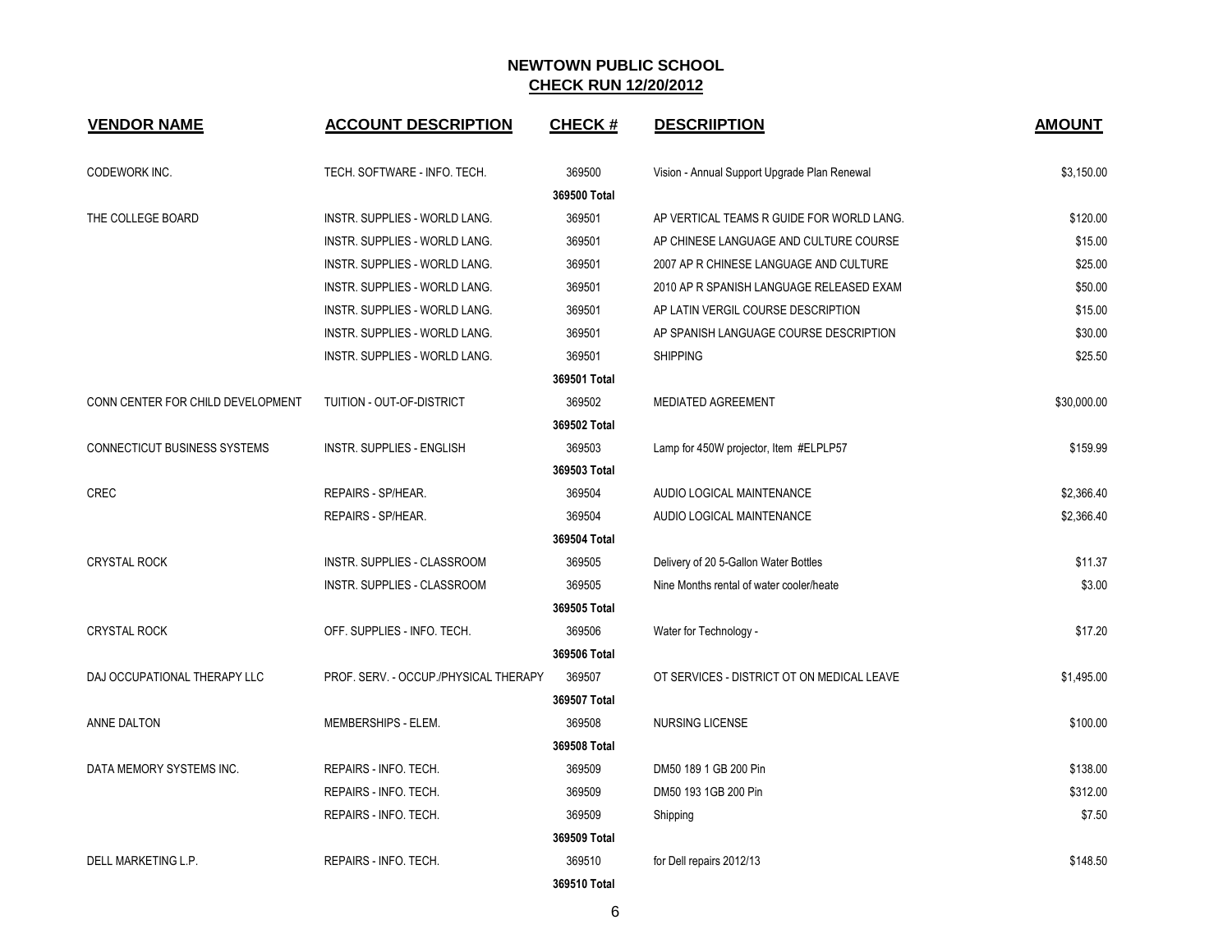## NEWTOWN PUBLIC SCHOOL
## CHECK RUN 12/20/2012

| VENDOR NAME | ACCOUNT DESCRIPTION | CHECK # | DESCRIIPTION | AMOUNT |
|---|---|---|---|---|
| CODEWORK INC. | TECH. SOFTWARE - INFO. TECH. | 369500 | Vision - Annual Support Upgrade Plan Renewal | $3,150.00 |
| | | 369500 Total | | |
| THE COLLEGE BOARD | INSTR. SUPPLIES - WORLD LANG. | 369501 | AP VERTICAL TEAMS R GUIDE FOR WORLD LANG. | $120.00 |
| | INSTR. SUPPLIES - WORLD LANG. | 369501 | AP CHINESE LANGUAGE AND CULTURE COURSE | $15.00 |
| | INSTR. SUPPLIES - WORLD LANG. | 369501 | 2007 AP R CHINESE LANGUAGE AND CULTURE | $25.00 |
| | INSTR. SUPPLIES - WORLD LANG. | 369501 | 2010 AP R SPANISH LANGUAGE RELEASED EXAM | $50.00 |
| | INSTR. SUPPLIES - WORLD LANG. | 369501 | AP LATIN VERGIL COURSE DESCRIPTION | $15.00 |
| | INSTR. SUPPLIES - WORLD LANG. | 369501 | AP SPANISH LANGUAGE COURSE DESCRIPTION | $30.00 |
| | INSTR. SUPPLIES - WORLD LANG. | 369501 | SHIPPING | $25.50 |
| | | 369501 Total | | |
| CONN CENTER FOR CHILD DEVELOPMENT | TUITION - OUT-OF-DISTRICT | 369502 | MEDIATED AGREEMENT | $30,000.00 |
| | | 369502 Total | | |
| CONNECTICUT BUSINESS SYSTEMS | INSTR. SUPPLIES - ENGLISH | 369503 | Lamp for 450W projector, Item #ELPLP57 | $159.99 |
| | | 369503 Total | | |
| CREC | REPAIRS - SP/HEAR. | 369504 | AUDIO LOGICAL MAINTENANCE | $2,366.40 |
| | REPAIRS - SP/HEAR. | 369504 | AUDIO LOGICAL MAINTENANCE | $2,366.40 |
| | | 369504 Total | | |
| CRYSTAL ROCK | INSTR. SUPPLIES - CLASSROOM | 369505 | Delivery of 20 5-Gallon Water Bottles | $11.37 |
| | INSTR. SUPPLIES - CLASSROOM | 369505 | Nine Months rental of water cooler/heate | $3.00 |
| | | 369505 Total | | |
| CRYSTAL ROCK | OFF. SUPPLIES - INFO. TECH. | 369506 | Water for Technology - | $17.20 |
| | | 369506 Total | | |
| DAJ OCCUPATIONAL THERAPY LLC | PROF. SERV. - OCCUP./PHYSICAL THERAPY | 369507 | OT SERVICES - DISTRICT OT ON MEDICAL LEAVE | $1,495.00 |
| | | 369507 Total | | |
| ANNE DALTON | MEMBERSHIPS - ELEM. | 369508 | NURSING LICENSE | $100.00 |
| | | 369508 Total | | |
| DATA MEMORY SYSTEMS INC. | REPAIRS - INFO. TECH. | 369509 | DM50 189 1 GB 200 Pin | $138.00 |
| | REPAIRS - INFO. TECH. | 369509 | DM50 193 1GB 200 Pin | $312.00 |
| | REPAIRS - INFO. TECH. | 369509 | Shipping | $7.50 |
| | | 369509 Total | | |
| DELL MARKETING L.P. | REPAIRS - INFO. TECH. | 369510 | for Dell repairs 2012/13 | $148.50 |
| | | 369510 Total | | |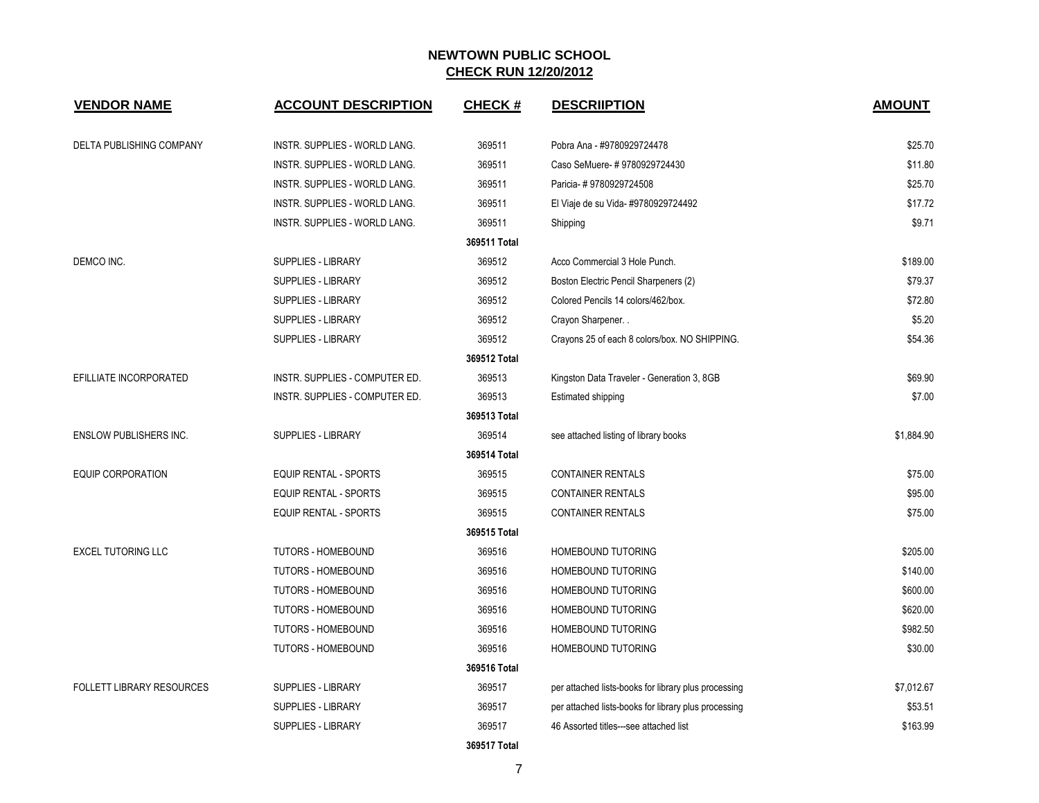# NEWTOWN PUBLIC SCHOOL

## CHECK RUN 12/20/2012

| VENDOR NAME | ACCOUNT DESCRIPTION | CHECK # | DESCRIIPTION | AMOUNT |
|---|---|---|---|---|
| DELTA PUBLISHING COMPANY | INSTR. SUPPLIES - WORLD LANG. | 369511 | Pobra Ana - #9780929724478 | $25.70 |
| | INSTR. SUPPLIES - WORLD LANG. | 369511 | Caso SeMuere- # 9780929724430 | $11.80 |
| | INSTR. SUPPLIES - WORLD LANG. | 369511 | Paricia- # 9780929724508 | $25.70 |
| | INSTR. SUPPLIES - WORLD LANG. | 369511 | El Viaje de su Vida- #9780929724492 | $17.72 |
| | INSTR. SUPPLIES - WORLD LANG. | 369511 | Shipping | $9.71 |
| | | **369511 Total** | | |
| DEMCO INC. | SUPPLIES - LIBRARY | 369512 | Acco Commercial 3 Hole Punch. | $189.00 |
| | SUPPLIES - LIBRARY | 369512 | Boston Electric Pencil Sharpeners (2) | $79.37 |
| | SUPPLIES - LIBRARY | 369512 | Colored Pencils 14 colors/462/box. | $72.80 |
| | SUPPLIES - LIBRARY | 369512 | Crayon Sharpener. . | $5.20 |
| | SUPPLIES - LIBRARY | 369512 | Crayons 25 of each 8 colors/box. NO SHIPPING. | $54.36 |
| | | **369512 Total** | | |
| EFILLIATE INCORPORATED | INSTR. SUPPLIES - COMPUTER ED. | 369513 | Kingston Data Traveler - Generation 3, 8GB | $69.90 |
| | INSTR. SUPPLIES - COMPUTER ED. | 369513 | Estimated shipping | $7.00 |
| | | **369513 Total** | | |
| ENSLOW PUBLISHERS INC. | SUPPLIES - LIBRARY | 369514 | see attached listing of library books | $1,884.90 |
| | | **369514 Total** | | |
| EQUIP CORPORATION | EQUIP RENTAL - SPORTS | 369515 | CONTAINER RENTALS | $75.00 |
| | EQUIP RENTAL - SPORTS | 369515 | CONTAINER RENTALS | $95.00 |
| | EQUIP RENTAL - SPORTS | 369515 | CONTAINER RENTALS | $75.00 |
| | | **369515 Total** | | |
| EXCEL TUTORING LLC | TUTORS - HOMEBOUND | 369516 | HOMEBOUND TUTORING | $205.00 |
| | TUTORS - HOMEBOUND | 369516 | HOMEBOUND TUTORING | $140.00 |
| | TUTORS - HOMEBOUND | 369516 | HOMEBOUND TUTORING | $600.00 |
| | TUTORS - HOMEBOUND | 369516 | HOMEBOUND TUTORING | $620.00 |
| | TUTORS - HOMEBOUND | 369516 | HOMEBOUND TUTORING | $982.50 |
| | TUTORS - HOMEBOUND | 369516 | HOMEBOUND TUTORING | $30.00 |
| | | **369516 Total** | | |
| FOLLETT LIBRARY RESOURCES | SUPPLIES - LIBRARY | 369517 | per attached lists-books for library plus processing | $7,012.67 |
| | SUPPLIES - LIBRARY | 369517 | per attached lists-books for library plus processing | $53.51 |
| | SUPPLIES - LIBRARY | 369517 | 46 Assorted titles---see attached list | $163.99 |
| | | **369517 Total** | | |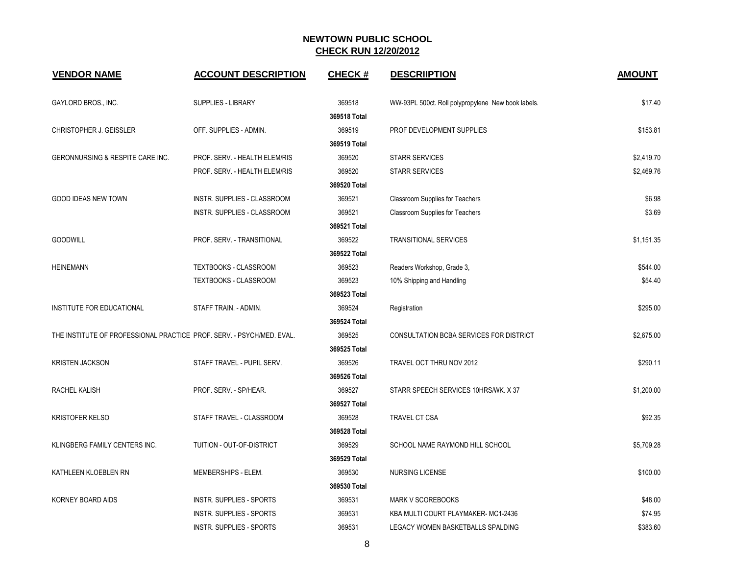# NEWTOWN PUBLIC SCHOOL

## CHECK RUN 12/20/2012

| VENDOR NAME | ACCOUNT DESCRIPTION | CHECK # | DESCRIIPTION | AMOUNT |
|---|---|---|---|---|
| GAYLORD BROS., INC. | SUPPLIES - LIBRARY | 369518 | WW-93PL 500ct. Roll polypropylene New book labels. | $17.40 |
| | | 369518 Total | | |
| CHRISTOPHER J. GEISSLER | OFF. SUPPLIES - ADMIN. | 369519 | PROF DEVELOPMENT SUPPLIES | $153.81 |
| | | 369519 Total | | |
| GERONNURSING & RESPITE CARE INC. | PROF. SERV. - HEALTH ELEM/RIS | 369520 | STARR SERVICES | $2,419.70 |
| | PROF. SERV. - HEALTH ELEM/RIS | 369520 | STARR SERVICES | $2,469.76 |
| | | 369520 Total | | |
| GOOD IDEAS NEW TOWN | INSTR. SUPPLIES - CLASSROOM | 369521 | Classroom Supplies for Teachers | $6.98 |
| | INSTR. SUPPLIES - CLASSROOM | 369521 | Classroom Supplies for Teachers | $3.69 |
| | | 369521 Total | | |
| GOODWILL | PROF. SERV. - TRANSITIONAL | 369522 | TRANSITIONAL SERVICES | $1,151.35 |
| | | 369522 Total | | |
| HEINEMANN | TEXTBOOKS - CLASSROOM | 369523 | Readers Workshop, Grade 3, | $544.00 |
| | TEXTBOOKS - CLASSROOM | 369523 | 10% Shipping and Handling | $54.40 |
| | | 369523 Total | | |
| INSTITUTE FOR EDUCATIONAL | STAFF TRAIN. - ADMIN. | 369524 | Registration | $295.00 |
| | | 369524 Total | | |
| THE INSTITUTE OF PROFESSIONAL PRACTICE | PROF. SERV. - PSYCH/MED. EVAL. | 369525 | CONSULTATION BCBA SERVICES FOR DISTRICT | $2,675.00 |
| | | 369525 Total | | |
| KRISTEN JACKSON | STAFF TRAVEL - PUPIL SERV. | 369526 | TRAVEL OCT THRU NOV 2012 | $290.11 |
| | | 369526 Total | | |
| RACHEL KALISH | PROF. SERV. - SP/HEAR. | 369527 | STARR SPEECH SERVICES 10HRS/WK. X 37 | $1,200.00 |
| | | 369527 Total | | |
| KRISTOFER KELSO | STAFF TRAVEL - CLASSROOM | 369528 | TRAVEL CT CSA | $92.35 |
| | | 369528 Total | | |
| KLINGBERG FAMILY CENTERS INC. | TUITION - OUT-OF-DISTRICT | 369529 | SCHOOL NAME RAYMOND HILL SCHOOL | $5,709.28 |
| | | 369529 Total | | |
| KATHLEEN KLOEBLEN RN | MEMBERSHIPS - ELEM. | 369530 | NURSING LICENSE | $100.00 |
| | | 369530 Total | | |
| KORNEY BOARD AIDS | INSTR. SUPPLIES - SPORTS | 369531 | MARK V SCOREBOOKS | $48.00 |
| | INSTR. SUPPLIES - SPORTS | 369531 | KBA MULTI COURT PLAYMAKER- MC1-2436 | $74.95 |
| | INSTR. SUPPLIES - SPORTS | 369531 | LEGACY WOMEN BASKETBALLS SPALDING | $383.60 |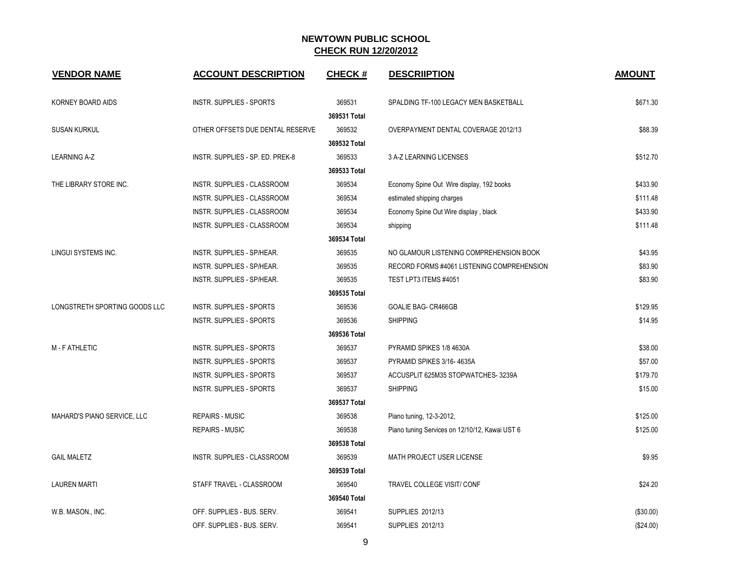## NEWTOWN PUBLIC SCHOOL

**CHECK RUN 12/20/2012**

| VENDOR NAME | ACCOUNT DESCRIPTION | CHECK # | DESCRIIPTION | AMOUNT |
|---|---|---|---|---|
| KORNEY BOARD AIDS | INSTR. SUPPLIES - SPORTS | 369531 | SPALDING TF-100 LEGACY MEN BASKETBALL | $671.30 |
| | | **369531 Total** | | |
| SUSAN KURKUL | OTHER OFFSETS DUE DENTAL RESERVE | 369532 | OVERPAYMENT DENTAL COVERAGE 2012/13 | $88.39 |
| | | **369532 Total** | | |
| LEARNING A-Z | INSTR. SUPPLIES - SP. ED. PREK-8 | 369533 | 3 A-Z LEARNING LICENSES | $512.70 |
| | | **369533 Total** | | |
| THE LIBRARY STORE INC. | INSTR. SUPPLIES - CLASSROOM | 369534 | Economy Spine Out Wire display, 192 books | $433.90 |
| | INSTR. SUPPLIES - CLASSROOM | 369534 | estimated shipping charges | $111.48 |
| | INSTR. SUPPLIES - CLASSROOM | 369534 | Economy Spine Out Wire display , black | $433.90 |
| | INSTR. SUPPLIES - CLASSROOM | 369534 | shipping | $111.48 |
| | | **369534 Total** | | |
| LINGUI SYSTEMS INC. | INSTR. SUPPLIES - SP/HEAR. | 369535 | NO GLAMOUR LISTENING COMPREHENSION BOOK | $43.95 |
| | INSTR. SUPPLIES - SP/HEAR. | 369535 | RECORD FORMS #4061 LISTENING COMPREHENSION | $83.90 |
| | INSTR. SUPPLIES - SP/HEAR. | 369535 | TEST LPT3 ITEMS #4051 | $83.90 |
| | | **369535 Total** | | |
| LONGSTRETH SPORTING GOODS LLC | INSTR. SUPPLIES - SPORTS | 369536 | GOALIE BAG- CR466GB | $129.95 |
| | INSTR. SUPPLIES - SPORTS | 369536 | SHIPPING | $14.95 |
| | | **369536 Total** | | |
| M - F ATHLETIC | INSTR. SUPPLIES - SPORTS | 369537 | PYRAMID SPIKES 1/8 4630A | $38.00 |
| | INSTR. SUPPLIES - SPORTS | 369537 | PYRAMID SPIKES 3/16- 4635A | $57.00 |
| | INSTR. SUPPLIES - SPORTS | 369537 | ACCUSPLIT 625M35 STOPWATCHES- 3239A | $179.70 |
| | INSTR. SUPPLIES - SPORTS | 369537 | SHIPPING | $15.00 |
| | | **369537 Total** | | |
| MAHARD'S PIANO SERVICE, LLC | REPAIRS - MUSIC | 369538 | Piano tuning, 12-3-2012, | $125.00 |
| | REPAIRS - MUSIC | 369538 | Piano tuning Services on 12/10/12, Kawai UST 6 | $125.00 |
| | | **369538 Total** | | |
| GAIL MALETZ | INSTR. SUPPLIES - CLASSROOM | 369539 | MATH PROJECT USER LICENSE | $9.95 |
| | | **369539 Total** | | |
| LAUREN MARTI | STAFF TRAVEL - CLASSROOM | 369540 | TRAVEL COLLEGE VISIT/ CONF | $24.20 |
| | | **369540 Total** | | |
| W.B. MASON., INC. | OFF. SUPPLIES - BUS. SERV. | 369541 | SUPPLIES 2012/13 | ($30.00) |
| | OFF. SUPPLIES - BUS. SERV. | 369541 | SUPPLIES 2012/13 | ($24.00) |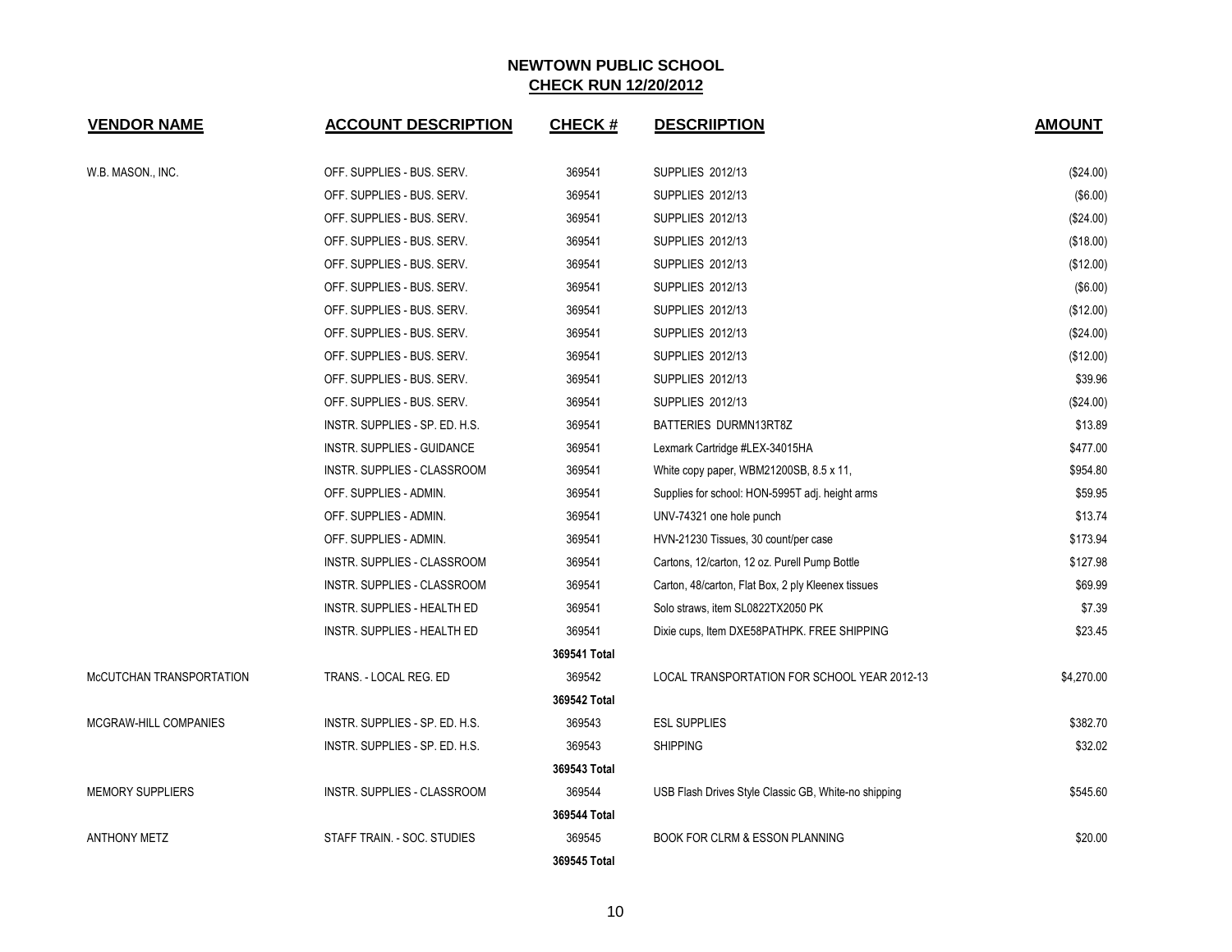# NEWTOWN PUBLIC SCHOOL
## CHECK RUN 12/20/2012

| VENDOR NAME | ACCOUNT DESCRIPTION | CHECK # | DESCRIIPTION | AMOUNT |
|---|---|---|---|---|
| W.B. MASON., INC. | OFF. SUPPLIES - BUS. SERV. | 369541 | SUPPLIES 2012/13 | ($24.00) |
| | OFF. SUPPLIES - BUS. SERV. | 369541 | SUPPLIES 2012/13 | ($6.00) |
| | OFF. SUPPLIES - BUS. SERV. | 369541 | SUPPLIES 2012/13 | ($24.00) |
| | OFF. SUPPLIES - BUS. SERV. | 369541 | SUPPLIES 2012/13 | ($18.00) |
| | OFF. SUPPLIES - BUS. SERV. | 369541 | SUPPLIES 2012/13 | ($12.00) |
| | OFF. SUPPLIES - BUS. SERV. | 369541 | SUPPLIES 2012/13 | ($6.00) |
| | OFF. SUPPLIES - BUS. SERV. | 369541 | SUPPLIES 2012/13 | ($12.00) |
| | OFF. SUPPLIES - BUS. SERV. | 369541 | SUPPLIES 2012/13 | ($24.00) |
| | OFF. SUPPLIES - BUS. SERV. | 369541 | SUPPLIES 2012/13 | ($12.00) |
| | OFF. SUPPLIES - BUS. SERV. | 369541 | SUPPLIES 2012/13 | $39.96 |
| | OFF. SUPPLIES - BUS. SERV. | 369541 | SUPPLIES 2012/13 | ($24.00) |
| | INSTR. SUPPLIES - SP. ED. H.S. | 369541 | BATTERIES DURMN13RT8Z | $13.89 |
| | INSTR. SUPPLIES - GUIDANCE | 369541 | Lexmark Cartridge #LEX-34015HA | $477.00 |
| | INSTR. SUPPLIES - CLASSROOM | 369541 | White copy paper, WBM21200SB, 8.5 x 11, | $954.80 |
| | OFF. SUPPLIES - ADMIN. | 369541 | Supplies for school: HON-5995T adj. height arms | $59.95 |
| | OFF. SUPPLIES - ADMIN. | 369541 | UNV-74321 one hole punch | $13.74 |
| | OFF. SUPPLIES - ADMIN. | 369541 | HVN-21230 Tissues, 30 count/per case | $173.94 |
| | INSTR. SUPPLIES - CLASSROOM | 369541 | Cartons, 12/carton, 12 oz. Purell Pump Bottle | $127.98 |
| | INSTR. SUPPLIES - CLASSROOM | 369541 | Carton, 48/carton, Flat Box, 2 ply Kleenex tissues | $69.99 |
| | INSTR. SUPPLIES - HEALTH ED | 369541 | Solo straws, item SL0822TX2050 PK | $7.39 |
| | INSTR. SUPPLIES - HEALTH ED | 369541 | Dixie cups, Item DXE58PATHPK. FREE SHIPPING | $23.45 |
| | | **369541 Total** | | |
| McCUTCHAN TRANSPORTATION | TRANS. - LOCAL REG. ED | 369542 | LOCAL TRANSPORTATION FOR SCHOOL YEAR 2012-13 | $4,270.00 |
| | | **369542 Total** | | |
| MCGRAW-HILL COMPANIES | INSTR. SUPPLIES - SP. ED. H.S. | 369543 | ESL SUPPLIES | $382.70 |
| | INSTR. SUPPLIES - SP. ED. H.S. | 369543 | SHIPPING | $32.02 |
| | | **369543 Total** | | |
| MEMORY SUPPLIERS | INSTR. SUPPLIES - CLASSROOM | 369544 | USB Flash Drives Style Classic GB, White-no shipping | $545.60 |
| | | **369544 Total** | | |
| ANTHONY METZ | STAFF TRAIN. - SOC. STUDIES | 369545 | BOOK FOR CLRM & ESSON PLANNING | $20.00 |
| | | **369545 Total** | | |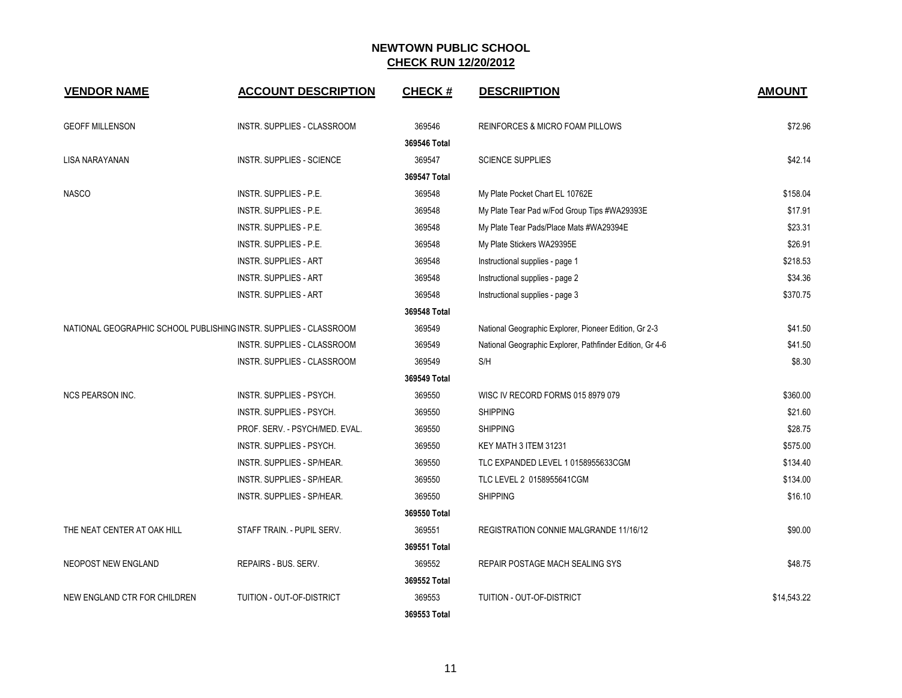## NEWTOWN PUBLIC SCHOOL
## CHECK RUN 12/20/2012

| VENDOR NAME | ACCOUNT DESCRIPTION | CHECK # | DESCRIIPTION | AMOUNT |
|---|---|---|---|---|
| GEOFF MILLENSON | INSTR. SUPPLIES - CLASSROOM | 369546 | REINFORCES & MICRO FOAM PILLOWS | $72.96 |
| | | 369546 Total | | |
| LISA NARAYANAN | INSTR. SUPPLIES - SCIENCE | 369547 | SCIENCE SUPPLIES | $42.14 |
| | | 369547 Total | | |
| NASCO | INSTR. SUPPLIES - P.E. | 369548 | My Plate Pocket Chart EL 10762E | $158.04 |
| | INSTR. SUPPLIES - P.E. | 369548 | My Plate Tear Pad w/Fod Group Tips #WA29393E | $17.91 |
| | INSTR. SUPPLIES - P.E. | 369548 | My Plate Tear Pads/Place Mats #WA29394E | $23.31 |
| | INSTR. SUPPLIES - P.E. | 369548 | My Plate Stickers WA29395E | $26.91 |
| | INSTR. SUPPLIES - ART | 369548 | Instructional supplies - page 1 | $218.53 |
| | INSTR. SUPPLIES - ART | 369548 | Instructional supplies - page 2 | $34.36 |
| | INSTR. SUPPLIES - ART | 369548 | Instructional supplies - page 3 | $370.75 |
| | | 369548 Total | | |
| NATIONAL GEOGRAPHIC SCHOOL PUBLISHING | INSTR. SUPPLIES - CLASSROOM | 369549 | National Geographic Explorer, Pioneer Edition, Gr 2-3 | $41.50 |
| | INSTR. SUPPLIES - CLASSROOM | 369549 | National Geographic Explorer, Pathfinder Edition, Gr 4-6 | $41.50 |
| | INSTR. SUPPLIES - CLASSROOM | 369549 | S/H | $8.30 |
| | | 369549 Total | | |
| NCS PEARSON INC. | INSTR. SUPPLIES - PSYCH. | 369550 | WISC IV RECORD FORMS 015 8979 079 | $360.00 |
| | INSTR. SUPPLIES - PSYCH. | 369550 | SHIPPING | $21.60 |
| | PROF. SERV. - PSYCH/MED. EVAL. | 369550 | SHIPPING | $28.75 |
| | INSTR. SUPPLIES - PSYCH. | 369550 | KEY MATH 3 ITEM 31231 | $575.00 |
| | INSTR. SUPPLIES - SP/HEAR. | 369550 | TLC EXPANDED LEVEL 1 0158955633CGM | $134.40 |
| | INSTR. SUPPLIES - SP/HEAR. | 369550 | TLC LEVEL 2 0158955641CGM | $134.00 |
| | INSTR. SUPPLIES - SP/HEAR. | 369550 | SHIPPING | $16.10 |
| | | 369550 Total | | |
| THE NEAT CENTER AT OAK HILL | STAFF TRAIN. - PUPIL SERV. | 369551 | REGISTRATION CONNIE MALGRANDE 11/16/12 | $90.00 |
| | | 369551 Total | | |
| NEOPOST NEW ENGLAND | REPAIRS - BUS. SERV. | 369552 | REPAIR POSTAGE MACH SEALING SYS | $48.75 |
| | | 369552 Total | | |
| NEW ENGLAND CTR FOR CHILDREN | TUITION - OUT-OF-DISTRICT | 369553 | TUITION - OUT-OF-DISTRICT | $14,543.22 |
| | | 369553 Total | | |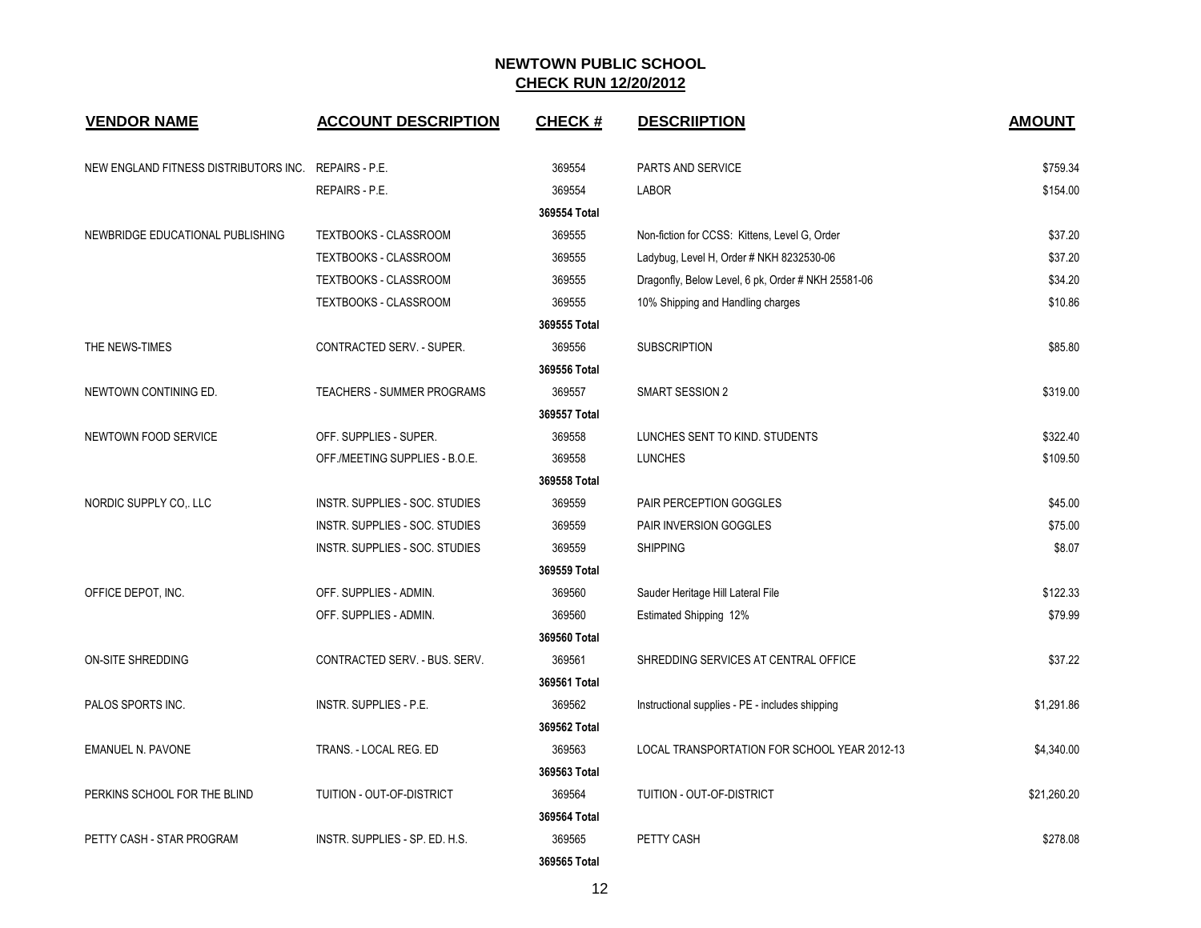## NEWTOWN PUBLIC SCHOOL
## CHECK RUN 12/20/2012

| VENDOR NAME | ACCOUNT DESCRIPTION | CHECK # | DESCRIIPTION | AMOUNT |
|---|---|---|---|---|
| NEW ENGLAND FITNESS DISTRIBUTORS INC. | REPAIRS - P.E. | 369554 | PARTS AND SERVICE | $759.34 |
| | REPAIRS - P.E. | 369554 | LABOR | $154.00 |
| | | 369554 Total | | |
| NEWBRIDGE EDUCATIONAL PUBLISHING | TEXTBOOKS - CLASSROOM | 369555 | Non-fiction for CCSS: Kittens, Level G, Order | $37.20 |
| | TEXTBOOKS - CLASSROOM | 369555 | Ladybug, Level H, Order # NKH 8232530-06 | $37.20 |
| | TEXTBOOKS - CLASSROOM | 369555 | Dragonfly, Below Level, 6 pk, Order # NKH 25581-06 | $34.20 |
| | TEXTBOOKS - CLASSROOM | 369555 | 10% Shipping and Handling charges | $10.86 |
| | | 369555 Total | | |
| THE NEWS-TIMES | CONTRACTED SERV. - SUPER. | 369556 | SUBSCRIPTION | $85.80 |
| | | 369556 Total | | |
| NEWTOWN CONTINING ED. | TEACHERS - SUMMER PROGRAMS | 369557 | SMART SESSION 2 | $319.00 |
| | | 369557 Total | | |
| NEWTOWN FOOD SERVICE | OFF. SUPPLIES - SUPER. | 369558 | LUNCHES SENT TO KIND. STUDENTS | $322.40 |
| | OFF./MEETING SUPPLIES - B.O.E. | 369558 | LUNCHES | $109.50 |
| | | 369558 Total | | |
| NORDIC SUPPLY CO,. LLC | INSTR. SUPPLIES - SOC. STUDIES | 369559 | PAIR PERCEPTION GOGGLES | $45.00 |
| | INSTR. SUPPLIES - SOC. STUDIES | 369559 | PAIR INVERSION GOGGLES | $75.00 |
| | INSTR. SUPPLIES - SOC. STUDIES | 369559 | SHIPPING | $8.07 |
| | | 369559 Total | | |
| OFFICE DEPOT, INC. | OFF. SUPPLIES - ADMIN. | 369560 | Sauder Heritage Hill Lateral File | $122.33 |
| | OFF. SUPPLIES - ADMIN. | 369560 | Estimated Shipping 12% | $79.99 |
| | | 369560 Total | | |
| ON-SITE SHREDDING | CONTRACTED SERV. - BUS. SERV. | 369561 | SHREDDING SERVICES AT CENTRAL OFFICE | $37.22 |
| | | 369561 Total | | |
| PALOS SPORTS INC. | INSTR. SUPPLIES - P.E. | 369562 | Instructional supplies - PE - includes shipping | $1,291.86 |
| | | 369562 Total | | |
| EMANUEL N. PAVONE | TRANS. - LOCAL REG. ED | 369563 | LOCAL TRANSPORTATION FOR SCHOOL YEAR 2012-13 | $4,340.00 |
| | | 369563 Total | | |
| PERKINS SCHOOL FOR THE BLIND | TUITION - OUT-OF-DISTRICT | 369564 | TUITION - OUT-OF-DISTRICT | $21,260.20 |
| | | 369564 Total | | |
| PETTY CASH - STAR PROGRAM | INSTR. SUPPLIES - SP. ED. H.S. | 369565 | PETTY CASH | $278.08 |
| | | 369565 Total | | |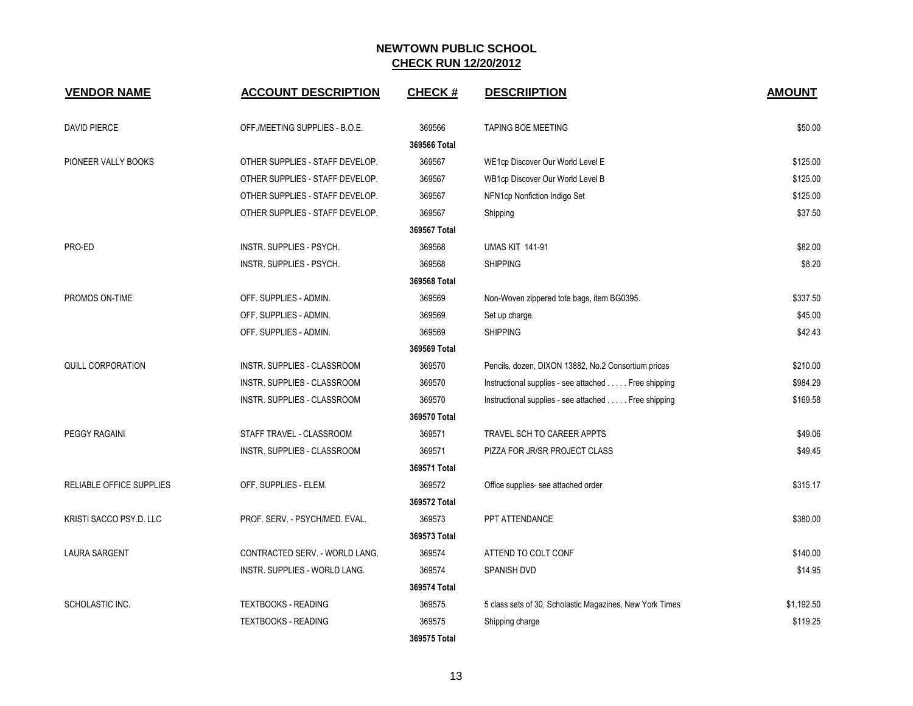## NEWTOWN PUBLIC SCHOOL

## CHECK RUN 12/20/2012

| VENDOR NAME | ACCOUNT DESCRIPTION | CHECK # | DESCRIIPTION | AMOUNT |
|---|---|---|---|---|
| DAVID PIERCE | OFF./MEETING SUPPLIES - B.O.E. | 369566 | TAPING BOE MEETING | $50.00 |
| | | 369566 Total | | |
| PIONEER VALLY BOOKS | OTHER SUPPLIES - STAFF DEVELOP. | 369567 | WE1cp Discover Our World Level E | $125.00 |
| | OTHER SUPPLIES - STAFF DEVELOP. | 369567 | WB1cp Discover Our World Level B | $125.00 |
| | OTHER SUPPLIES - STAFF DEVELOP. | 369567 | NFN1cp Nonfiction Indigo Set | $125.00 |
| | OTHER SUPPLIES - STAFF DEVELOP. | 369567 | Shipping | $37.50 |
| | | 369567 Total | | |
| PRO-ED | INSTR. SUPPLIES - PSYCH. | 369568 | UMAS KIT 141-91 | $82.00 |
| | INSTR. SUPPLIES - PSYCH. | 369568 | SHIPPING | $8.20 |
| | | 369568 Total | | |
| PROMOS ON-TIME | OFF. SUPPLIES - ADMIN. | 369569 | Non-Woven zippered tote bags, item BG0395. | $337.50 |
| | OFF. SUPPLIES - ADMIN. | 369569 | Set up charge. | $45.00 |
| | OFF. SUPPLIES - ADMIN. | 369569 | SHIPPING | $42.43 |
| | | 369569 Total | | |
| QUILL CORPORATION | INSTR. SUPPLIES - CLASSROOM | 369570 | Pencils, dozen, DIXON 13882, No.2 Consortium prices | $210.00 |
| | INSTR. SUPPLIES - CLASSROOM | 369570 | Instructional supplies - see attached . . . . . Free shipping | $984.29 |
| | INSTR. SUPPLIES - CLASSROOM | 369570 | Instructional supplies - see attached . . . . . Free shipping | $169.58 |
| | | 369570 Total | | |
| PEGGY RAGAINI | STAFF TRAVEL - CLASSROOM | 369571 | TRAVEL SCH TO CAREER APPTS | $49.06 |
| | INSTR. SUPPLIES - CLASSROOM | 369571 | PIZZA FOR JR/SR PROJECT CLASS | $49.45 |
| | | 369571 Total | | |
| RELIABLE OFFICE SUPPLIES | OFF. SUPPLIES - ELEM. | 369572 | Office supplies- see attached order | $315.17 |
| | | 369572 Total | | |
| KRISTI SACCO PSY.D. LLC | PROF. SERV. - PSYCH/MED. EVAL. | 369573 | PPT ATTENDANCE | $380.00 |
| | | 369573 Total | | |
| LAURA SARGENT | CONTRACTED SERV. - WORLD LANG. | 369574 | ATTEND TO COLT CONF | $140.00 |
| | INSTR. SUPPLIES - WORLD LANG. | 369574 | SPANISH DVD | $14.95 |
| | | 369574 Total | | |
| SCHOLASTIC INC. | TEXTBOOKS - READING | 369575 | 5 class sets of 30, Scholastic Magazines, New York Times | $1,192.50 |
| | TEXTBOOKS - READING | 369575 | Shipping charge | $119.25 |
| | | 369575 Total | | |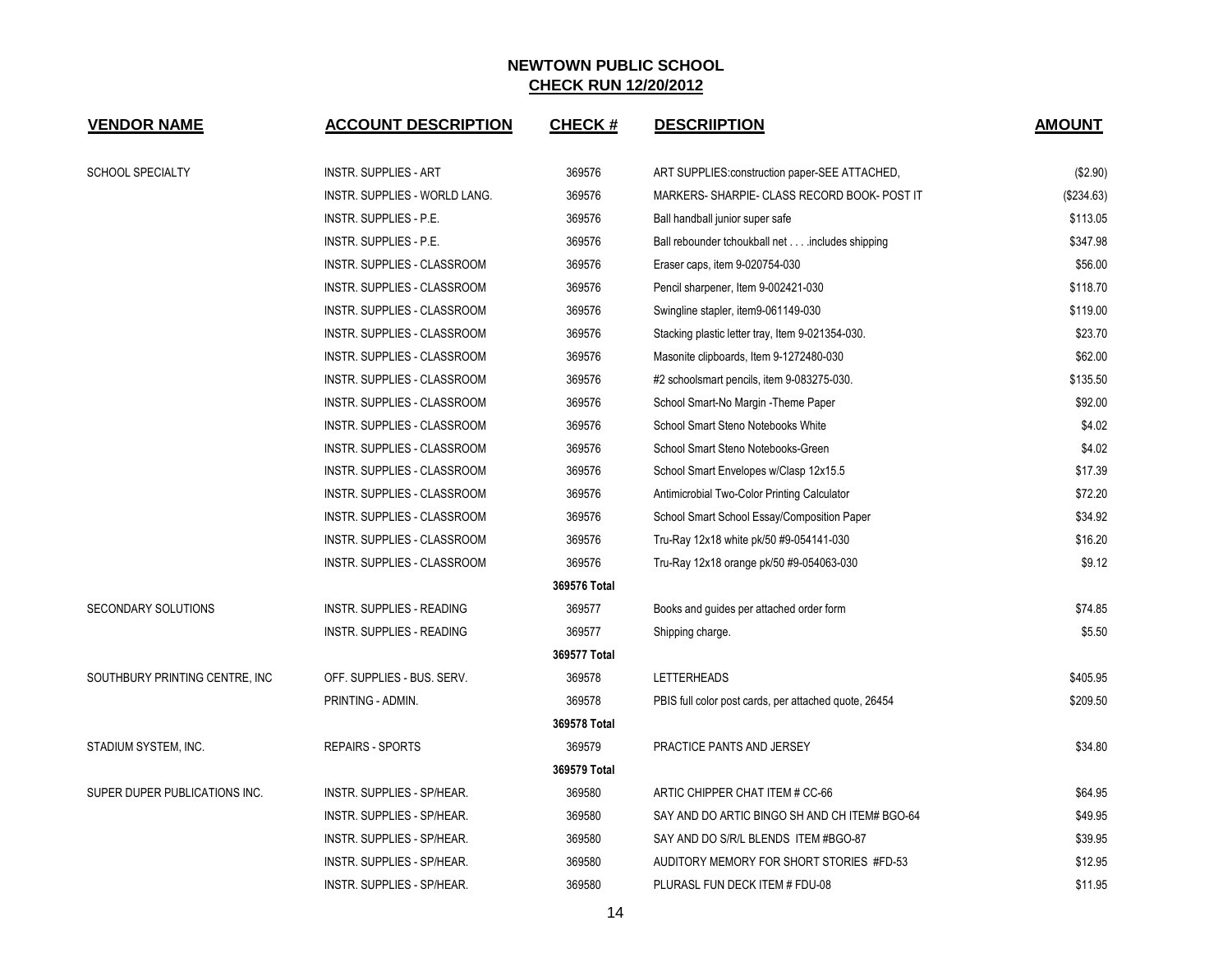## NEWTOWN PUBLIC SCHOOL
## CHECK RUN 12/20/2012

| VENDOR NAME | ACCOUNT DESCRIPTION | CHECK # | DESCRIIPTION | AMOUNT |
|---|---|---|---|---|
| SCHOOL SPECIALTY | INSTR. SUPPLIES - ART | 369576 | ART SUPPLIES:construction paper-SEE ATTACHED, | ($2.90) |
| | INSTR. SUPPLIES - WORLD LANG. | 369576 | MARKERS- SHARPIE- CLASS RECORD BOOK- POST IT | ($234.63) |
| | INSTR. SUPPLIES - P.E. | 369576 | Ball handball junior super safe | $113.05 |
| | INSTR. SUPPLIES - P.E. | 369576 | Ball rebounder tchoukball net . . . .includes shipping | $347.98 |
| | INSTR. SUPPLIES - CLASSROOM | 369576 | Eraser caps, item 9-020754-030 | $56.00 |
| | INSTR. SUPPLIES - CLASSROOM | 369576 | Pencil sharpener, Item 9-002421-030 | $118.70 |
| | INSTR. SUPPLIES - CLASSROOM | 369576 | Swingline stapler, item9-061149-030 | $119.00 |
| | INSTR. SUPPLIES - CLASSROOM | 369576 | Stacking plastic letter tray, Item 9-021354-030. | $23.70 |
| | INSTR. SUPPLIES - CLASSROOM | 369576 | Masonite clipboards, Item 9-1272480-030 | $62.00 |
| | INSTR. SUPPLIES - CLASSROOM | 369576 | #2 schoolsmart pencils, item 9-083275-030. | $135.50 |
| | INSTR. SUPPLIES - CLASSROOM | 369576 | School Smart-No Margin -Theme Paper | $92.00 |
| | INSTR. SUPPLIES - CLASSROOM | 369576 | School Smart Steno Notebooks White | $4.02 |
| | INSTR. SUPPLIES - CLASSROOM | 369576 | School Smart Steno Notebooks-Green | $4.02 |
| | INSTR. SUPPLIES - CLASSROOM | 369576 | School Smart Envelopes w/Clasp 12x15.5 | $17.39 |
| | INSTR. SUPPLIES - CLASSROOM | 369576 | Antimicrobial Two-Color Printing Calculator | $72.20 |
| | INSTR. SUPPLIES - CLASSROOM | 369576 | School Smart School Essay/Composition Paper | $34.92 |
| | INSTR. SUPPLIES - CLASSROOM | 369576 | Tru-Ray 12x18 white pk/50 #9-054141-030 | $16.20 |
| | INSTR. SUPPLIES - CLASSROOM | 369576 | Tru-Ray 12x18 orange pk/50 #9-054063-030 | $9.12 |
| | | 369576 Total | | |
| SECONDARY SOLUTIONS | INSTR. SUPPLIES - READING | 369577 | Books and guides per attached order form | $74.85 |
| | INSTR. SUPPLIES - READING | 369577 | Shipping charge. | $5.50 |
| | | 369577 Total | | |
| SOUTHBURY PRINTING CENTRE, INC | OFF. SUPPLIES - BUS. SERV. | 369578 | LETTERHEADS | $405.95 |
| | PRINTING - ADMIN. | 369578 | PBIS full color post cards, per attached quote, 26454 | $209.50 |
| | | 369578 Total | | |
| STADIUM SYSTEM, INC. | REPAIRS - SPORTS | 369579 | PRACTICE PANTS AND JERSEY | $34.80 |
| | | 369579 Total | | |
| SUPER DUPER PUBLICATIONS INC. | INSTR. SUPPLIES - SP/HEAR. | 369580 | ARTIC CHIPPER CHAT ITEM # CC-66 | $64.95 |
| | INSTR. SUPPLIES - SP/HEAR. | 369580 | SAY AND DO ARTIC BINGO SH AND CH ITEM# BGO-64 | $49.95 |
| | INSTR. SUPPLIES - SP/HEAR. | 369580 | SAY AND DO S/R/L BLENDS ITEM #BGO-87 | $39.95 |
| | INSTR. SUPPLIES - SP/HEAR. | 369580 | AUDITORY MEMORY FOR SHORT STORIES #FD-53 | $12.95 |
| | INSTR. SUPPLIES - SP/HEAR. | 369580 | PLURASL FUN DECK ITEM # FDU-08 | $11.95 |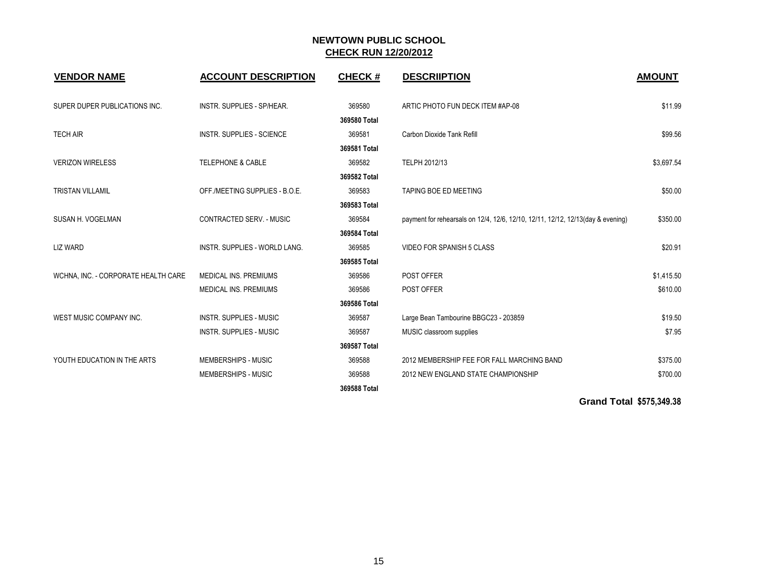## NEWTOWN PUBLIC SCHOOL

## CHECK RUN 12/20/2012

| VENDOR NAME | ACCOUNT DESCRIPTION | CHECK # | DESCRIIPTION | AMOUNT |
|---|---|---|---|---|
| SUPER DUPER PUBLICATIONS INC. | INSTR. SUPPLIES - SP/HEAR. | 369580 | ARTIC PHOTO FUN DECK ITEM #AP-08 | $11.99 |
| | | **369580 Total** | | |
| TECH AIR | INSTR. SUPPLIES - SCIENCE | 369581 | Carbon Dioxide Tank Refill | $99.56 |
| | | **369581 Total** | | |
| VERIZON WIRELESS | TELEPHONE & CABLE | 369582 | TELPH 2012/13 | $3,697.54 |
| | | **369582 Total** | | |
| TRISTAN VILLAMIL | OFF./MEETING SUPPLIES - B.O.E. | 369583 | TAPING BOE ED MEETING | $50.00 |
| | | **369583 Total** | | |
| SUSAN H. VOGELMAN | CONTRACTED SERV. - MUSIC | 369584 | payment for rehearsals on 12/4, 12/6, 12/10, 12/11, 12/12, 12/13(day & evening) | $350.00 |
| | | **369584 Total** | | |
| LIZ WARD | INSTR. SUPPLIES - WORLD LANG. | 369585 | VIDEO FOR SPANISH 5 CLASS | $20.91 |
| | | **369585 Total** | | |
| WCHNA, INC. - CORPORATE HEALTH CARE | MEDICAL INS. PREMIUMS | 369586 | POST OFFER | $1,415.50 |
| | MEDICAL INS. PREMIUMS | 369586 | POST OFFER | $610.00 |
| | | **369586 Total** | | |
| WEST MUSIC COMPANY INC. | INSTR. SUPPLIES - MUSIC | 369587 | Large Bean Tambourine BBGC23 - 203859 | $19.50 |
| | INSTR. SUPPLIES - MUSIC | 369587 | MUSIC classroom supplies | $7.95 |
| | | **369587 Total** | | |
| YOUTH EDUCATION IN THE ARTS | MEMBERSHIPS - MUSIC | 369588 | 2012 MEMBERSHIP FEE FOR FALL MARCHING BAND | $375.00 |
| | MEMBERSHIPS - MUSIC | 369588 | 2012 NEW ENGLAND STATE CHAMPIONSHIP | $700.00 |
| | | **369588 Total** | | |
| | | | **Grand Total** | **$575,349.38** |